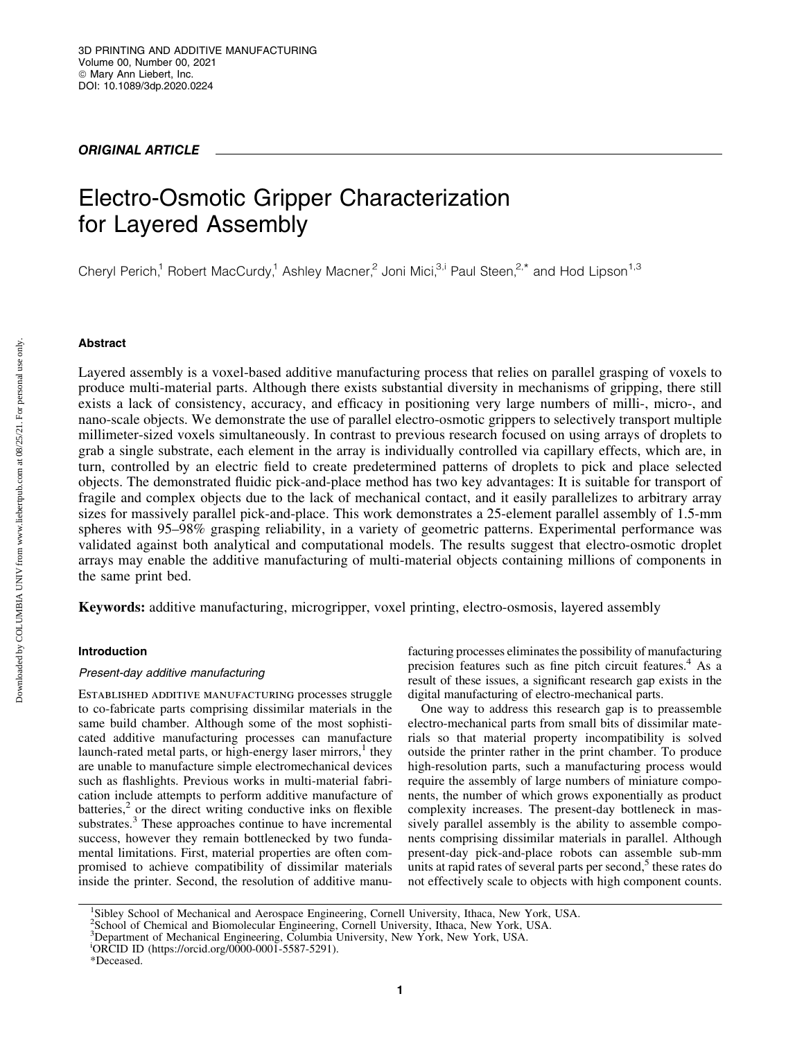ORIGINAL ARTICLE

# Electro-Osmotic Gripper Characterization for Layered Assembly

Cheryl Perich,[1] Robert MacCurdy,[1] Ashley Macner,[2] Joni Mici,[3,i] Paul Steen,[2,*] and Hod Lipson[1,3]

## Abstract

Layered assembly is a voxel-based additive manufacturing process that relies on parallel grasping of voxels to produce multi-material parts. Although there exists substantial diversity in mechanisms of gripping, there still exists a lack of consistency, accuracy, and efficacy in positioning very large numbers of milli-, micro-, and nano-scale objects. We demonstrate the use of parallel electro-osmotic grippers to selectively transport multiple millimeter-sized voxels simultaneously. In contrast to previous research focused on using arrays of droplets to grab a single substrate, each element in the array is individually controlled via capillary effects, which are, in turn, controlled by an electric field to create predetermined patterns of droplets to pick and place selected objects. The demonstrated fluidic pick-and-place method has two key advantages: It is suitable for transport of fragile and complex objects due to the lack of mechanical contact, and it easily parallelizes to arbitrary array sizes for massively parallel pick-and-place. This work demonstrates a 25-element parallel assembly of 1.5-mm spheres with 95–98% grasping reliability, in a variety of geometric patterns. Experimental performance was validated against both analytical and computational models. The results suggest that electro-osmotic droplet arrays may enable the additive manufacturing of multi-material objects containing millions of components in the same print bed.

**Keywords:** additive manufacturing, microgripper, voxel printing, electro-osmosis, layered assembly

## Introduction

### Present-day additive manufacturing

Established additive manufacturing processes struggle to co-fabricate parts comprising dissimilar materials in the same build chamber. Although some of the most sophisticated additive manufacturing processes can manufacture launch-rated metal parts, or high-energy laser mirrors,[1] they are unable to manufacture simple electromechanical devices such as flashlights. Previous works in multi-material fabrication include attempts to perform additive manufacture of batteries,[2] or the direct writing conductive inks on flexible substrates.[3] These approaches continue to have incremental success, however they remain bottlenecked by two fundamental limitations. First, material properties are often compromised to achieve compatibility of dissimilar materials inside the printer. Second, the resolution of additive manufacturing processes eliminates the possibility of manufacturing precision features such as fine pitch circuit features.[4] As a result of these issues, a significant research gap exists in the digital manufacturing of electro-mechanical parts.

One way to address this research gap is to preassemble electro-mechanical parts from small bits of dissimilar materials so that material property incompatibility is solved outside the printer rather in the print chamber. To produce high-resolution parts, such a manufacturing process would require the assembly of large numbers of miniature components, the number of which grows exponentially as product complexity increases. The present-day bottleneck in massively parallel assembly is the ability to assemble components comprising dissimilar materials in parallel. Although present-day pick-and-place robots can assemble sub-mm units at rapid rates of several parts per second,[5] these rates do not effectively scale to objects with high component counts.

[1]Sibley School of Mechanical and Aerospace Engineering, Cornell University, Ithaca, New York, USA.
[2]School of Chemical and Biomolecular Engineering, Cornell University, Ithaca, New York, USA.
[3]Department of Mechanical Engineering, Columbia University, New York, New York, USA.
[i]ORCID ID (https://orcid.org/0000-0001-5587-5291).
*Deceased.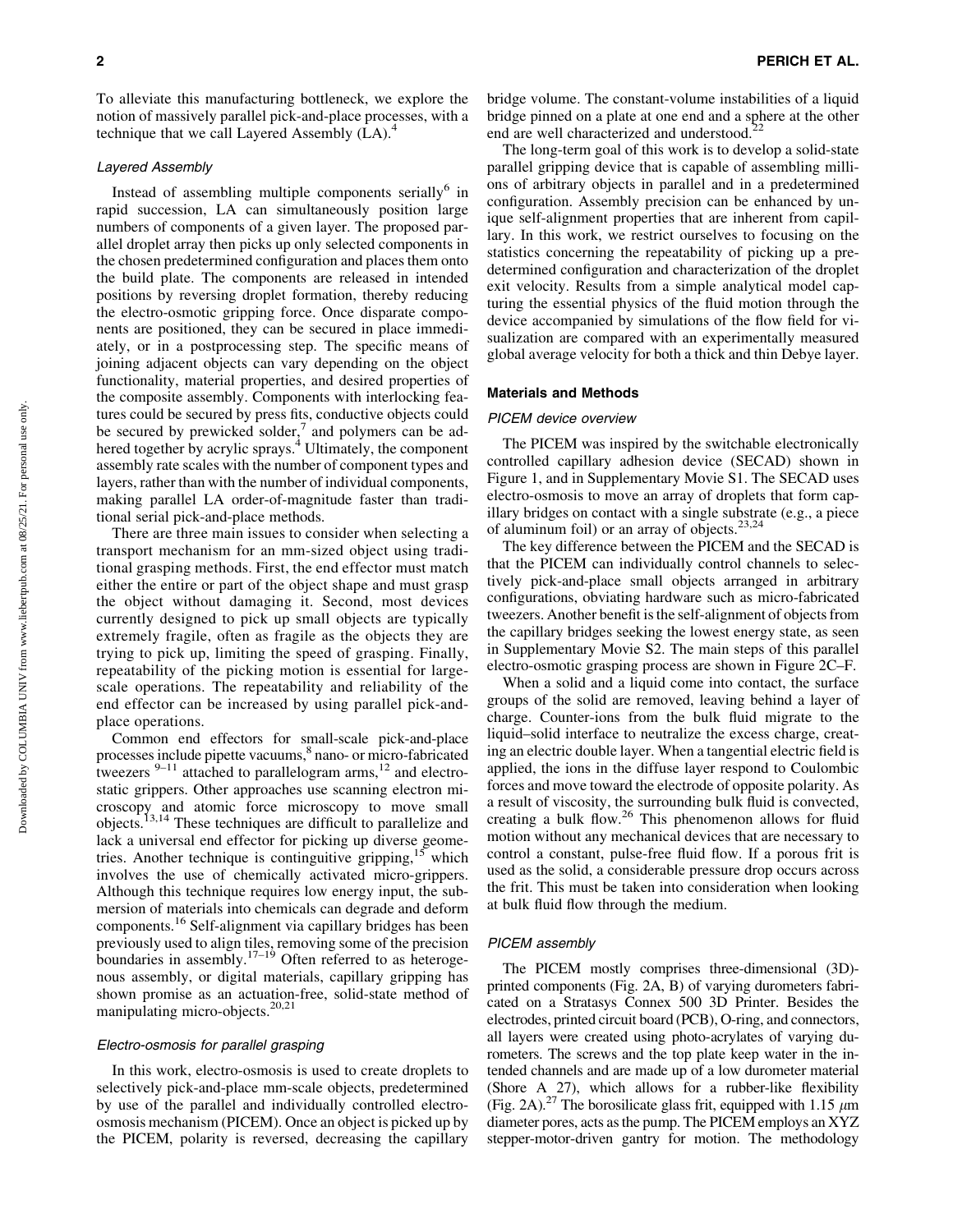To alleviate this manufacturing bottleneck, we explore the notion of massively parallel pick-and-place processes, with a technique that we call Layered Assembly (LA).[4]

### Layered Assembly

Instead of assembling multiple components serially[6] in rapid succession, LA can simultaneously position large numbers of components of a given layer. The proposed parallel droplet array then picks up only selected components in the chosen predetermined configuration and places them onto the build plate. The components are released in intended positions by reversing droplet formation, thereby reducing the electro-osmotic gripping force. Once disparate components are positioned, they can be secured in place immediately, or in a postprocessing step. The specific means of joining adjacent objects can vary depending on the object functionality, material properties, and desired properties of the composite assembly. Components with interlocking features could be secured by press fits, conductive objects could be secured by prewicked solder,[7] and polymers can be adhered together by acrylic sprays.[4] Ultimately, the component assembly rate scales with the number of component types and layers, rather than with the number of individual components, making parallel LA order-of-magnitude faster than traditional serial pick-and-place methods.

There are three main issues to consider when selecting a transport mechanism for an mm-sized object using traditional grasping methods. First, the end effector must match either the entire or part of the object shape and must grasp the object without damaging it. Second, most devices currently designed to pick up small objects are typically extremely fragile, often as fragile as the objects they are trying to pick up, limiting the speed of grasping. Finally, repeatability of the picking motion is essential for large-scale operations. The repeatability and reliability of the end effector can be increased by using parallel pick-and-place operations.

Common end effectors for small-scale pick-and-place processes include pipette vacuums,[8] nano- or micro-fabricated tweezers [9–11] attached to parallelogram arms,[12] and electrostatic grippers. Other approaches use scanning electron microscopy and atomic force microscopy to move small objects.[13,14] These techniques are difficult to parallelize and lack a universal end effector for picking up diverse geometries. Another technique is continguitive gripping,[15] which involves the use of chemically activated micro-grippers. Although this technique requires low energy input, the submersion of materials into chemicals can degrade and deform components.[16] Self-alignment via capillary bridges has been previously used to align tiles, removing some of the precision boundaries in assembly.[17–19] Often referred to as heterogenous assembly, or digital materials, capillary gripping has shown promise as an actuation-free, solid-state method of manipulating micro-objects.[20,21]

### Electro-osmosis for parallel grasping

In this work, electro-osmosis is used to create droplets to selectively pick-and-place mm-scale objects, predetermined by use of the parallel and individually controlled electro-osmosis mechanism (PICEM). Once an object is picked up by the PICEM, polarity is reversed, decreasing the capillary bridge volume. The constant-volume instabilities of a liquid bridge pinned on a plate at one end and a sphere at the other end are well characterized and understood.[22]

The long-term goal of this work is to develop a solid-state parallel gripping device that is capable of assembling millions of arbitrary objects in parallel and in a predetermined configuration. Assembly precision can be enhanced by unique self-alignment properties that are inherent from capillary. In this work, we restrict ourselves to focusing on the statistics concerning the repeatability of picking up a predetermined configuration and characterization of the droplet exit velocity. Results from a simple analytical model capturing the essential physics of the fluid motion through the device accompanied by simulations of the flow field for visualization are compared with an experimentally measured global average velocity for both a thick and thin Debye layer.

## Materials and Methods

### PICEM device overview

The PICEM was inspired by the switchable electronically controlled capillary adhesion device (SECAD) shown in Figure 1, and in Supplementary Movie S1. The SECAD uses electro-osmosis to move an array of droplets that form capillary bridges on contact with a single substrate (e.g., a piece of aluminum foil) or an array of objects.[23,24]

The key difference between the PICEM and the SECAD is that the PICEM can individually control channels to selectively pick-and-place small objects arranged in arbitrary configurations, obviating hardware such as micro-fabricated tweezers. Another benefit is the self-alignment of objects from the capillary bridges seeking the lowest energy state, as seen in Supplementary Movie S2. The main steps of this parallel electro-osmotic grasping process are shown in Figure 2C–F.

When a solid and a liquid come into contact, the surface groups of the solid are removed, leaving behind a layer of charge. Counter-ions from the bulk fluid migrate to the liquid–solid interface to neutralize the excess charge, creating an electric double layer. When a tangential electric field is applied, the ions in the diffuse layer respond to Coulombic forces and move toward the electrode of opposite polarity. As a result of viscosity, the surrounding bulk fluid is convected, creating a bulk flow.[26] This phenomenon allows for fluid motion without any mechanical devices that are necessary to control a constant, pulse-free fluid flow. If a porous frit is used as the solid, a considerable pressure drop occurs across the frit. This must be taken into consideration when looking at bulk fluid flow through the medium.

### PICEM assembly

The PICEM mostly comprises three-dimensional (3D)-printed components (Fig. 2A, B) of varying durometers fabricated on a Stratasys Connex 500 3D Printer. Besides the electrodes, printed circuit board (PCB), O-ring, and connectors, all layers were created using photo-acrylates of varying durometers. The screws and the top plate keep water in the intended channels and are made up of a low durometer material (Shore A 27), which allows for a rubber-like flexibility (Fig. 2A).[27] The borosilicate glass frit, equipped with 1.15 $\mu$m diameter pores, acts as the pump. The PICEM employs an XYZ stepper-motor-driven gantry for motion. The methodology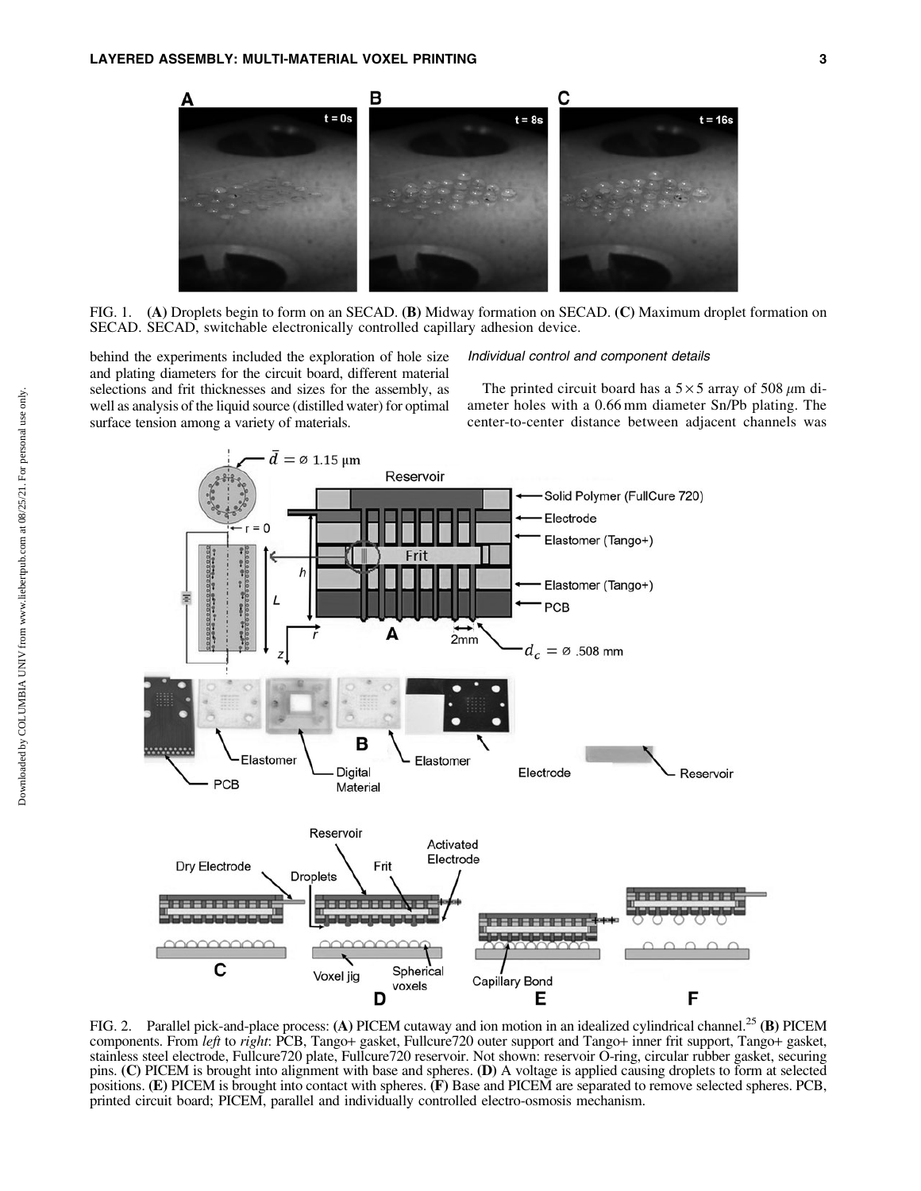FIG. 1. (**A**) Droplets begin to form on an SECAD. (**B**) Midway formation on SECAD. (**C**) Maximum droplet formation on SECAD. SECAD, switchable electronically controlled capillary adhesion device.

behind the experiments included the exploration of hole size and plating diameters for the circuit board, different material selections and frit thicknesses and sizes for the assembly, as well as analysis of the liquid source (distilled water) for optimal surface tension among a variety of materials.

### *Individual control and component details*

The printed circuit board has a 5×5 array of 508 $\mu$m diameter holes with a 0.66 mm diameter Sn/Pb plating. The center-to-center distance between adjacent channels was

FIG. 2. Parallel pick-and-place process: (**A**) PICEM cutaway and ion motion in an idealized cylindrical channel.[25] (**B**) PICEM components. From *left* to *right*: PCB, Tango+ gasket, Fullcure720 outer support and Tango+ inner frit support, Tango+ gasket, stainless steel electrode, Fullcure720 plate, Fullcure720 reservoir. Not shown: reservoir O-ring, circular rubber gasket, securing pins. (**C**) PICEM is brought into alignment with base and spheres. (**D**) A voltage is applied causing droplets to form at selected positions. (**E**) PICEM is brought into contact with spheres. (**F**) Base and PICEM are separated to remove selected spheres. PCB, printed circuit board; PICEM, parallel and individually controlled electro-osmosis mechanism.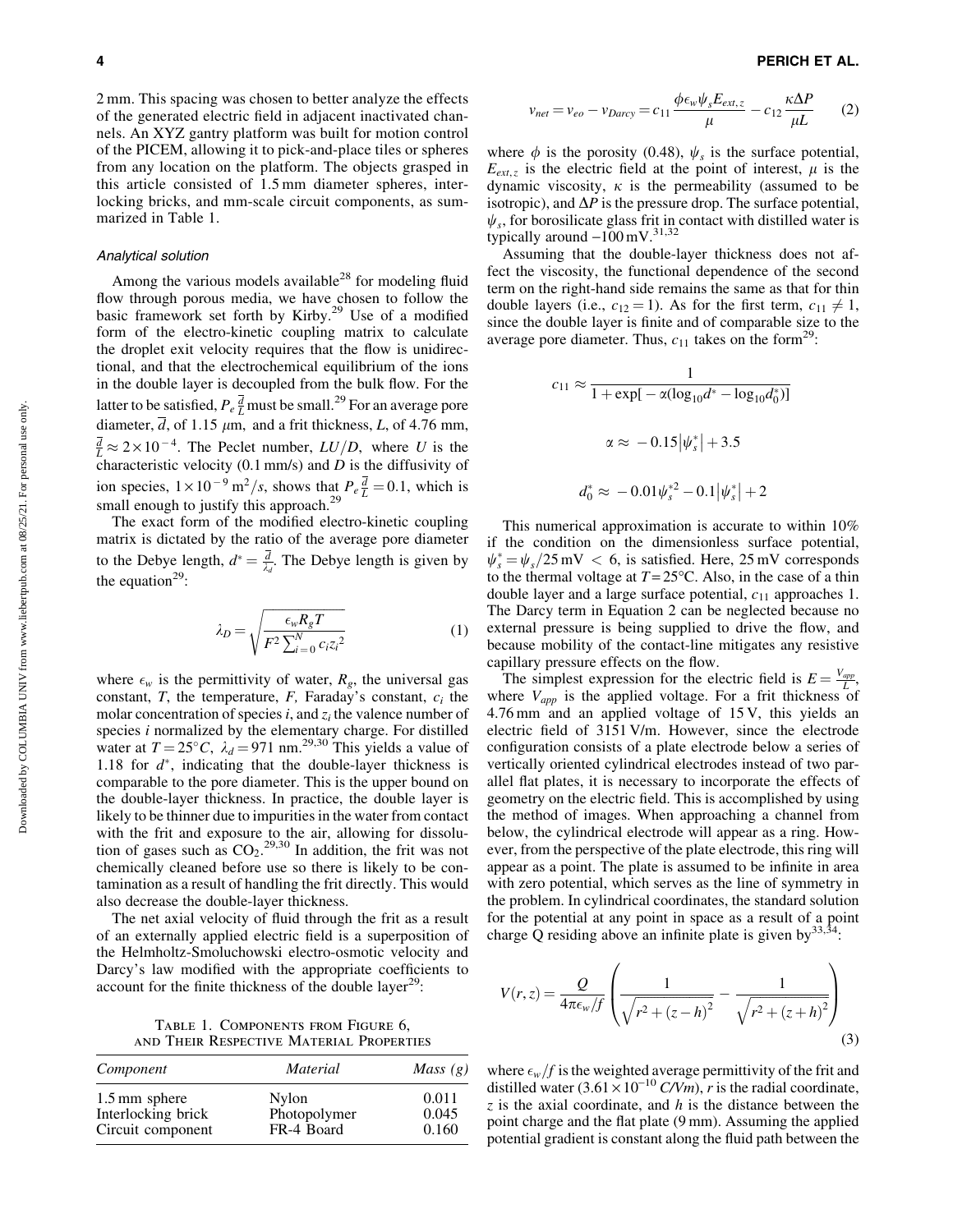2 mm. This spacing was chosen to better analyze the effects of the generated electric field in adjacent inactivated channels. An XYZ gantry platform was built for motion control of the PICEM, allowing it to pick-and-place tiles or spheres from any location on the platform. The objects grasped in this article consisted of 1.5 mm diameter spheres, interlocking bricks, and mm-scale circuit components, as summarized in Table 1.

### Analytical solution

Among the various models available[28] for modeling fluid flow through porous media, we have chosen to follow the basic framework set forth by Kirby.[29] Use of a modified form of the electro-kinetic coupling matrix to calculate the droplet exit velocity requires that the flow is unidirectional, and that the electrochemical equilibrium of the ions in the double layer is decoupled from the bulk flow. For the latter to be satisfied, $P_e \frac{\overline{d}}{L}$ must be small.[29] For an average pore diameter, $\overline{d}$, of 1.15 $\mu$m, and a frit thickness, $L$, of 4.76 mm, $\frac{\overline{d}}{L} \approx 2 \times 10^{-4}$. The Peclet number, $LU/D$, where $U$ is the characteristic velocity (0.1 mm/s) and $D$ is the diffusivity of ion species, $1 \times 10^{-9}\ \mathrm{m}^2/s$, shows that $P_e \frac{\overline{d}}{L} = 0.1$, which is small enough to justify this approach.[29]

The exact form of the modified electro-kinetic coupling matrix is dictated by the ratio of the average pore diameter to the Debye length, $d^* = \frac{\overline{d}}{\lambda_d}$. The Debye length is given by the equation[29]:

$$\lambda_D = \sqrt{\frac{\epsilon_w R_g T}{F^2 \sum_{i=0}^{N} c_i z_i^2}} \tag{1}$$

where $\epsilon_w$ is the permittivity of water, $R_g$, the universal gas constant, $T$, the temperature, $F$, Faraday's constant, $c_i$ the molar concentration of species $i$, and $z_i$ the valence number of species $i$ normalized by the elementary charge. For distilled water at $T = 25°C$, $\lambda_d = 971$ nm.[29,30] This yields a value of 1.18 for $d^*$, indicating that the double-layer thickness is comparable to the pore diameter. This is the upper bound on the double-layer thickness. In practice, the double layer is likely to be thinner due to impurities in the water from contact with the frit and exposure to the air, allowing for dissolution of gases such as $CO_2$.[29,30] In addition, the frit was not chemically cleaned before use so there is likely to be contamination as a result of handling the frit directly. This would also decrease the double-layer thickness.

The net axial velocity of fluid through the frit as a result of an externally applied electric field is a superposition of the Helmholtz-Smoluchowski electro-osmotic velocity and Darcy's law modified with the appropriate coefficients to account for the finite thickness of the double layer[29]:

Table 1. Components from Figure 6, and Their Respective Material Properties

| *Component* | *Material* | *Mass (g)* |
|---|---|---|
| 1.5 mm sphere | Nylon | 0.011 |
| Interlocking brick | Photopolymer | 0.045 |
| Circuit component | FR-4 Board | 0.160 |

$$v_{net} = v_{eo} - v_{Darcy} = c_{11} \frac{\phi \epsilon_w \psi_s E_{ext,z}}{\mu} - c_{12} \frac{\kappa \Delta P}{\mu L} \tag{2}$$

where $\phi$ is the porosity (0.48), $\psi_s$ is the surface potential, $E_{ext,z}$ is the electric field at the point of interest, $\mu$ is the dynamic viscosity, $\kappa$ is the permeability (assumed to be isotropic), and $\Delta P$ is the pressure drop. The surface potential, $\psi_s$, for borosilicate glass frit in contact with distilled water is typically around $-100$ mV.[31,32]

Assuming that the double-layer thickness does not affect the viscosity, the functional dependence of the second term on the right-hand side remains the same as that for thin double layers (i.e., $c_{12} = 1$). As for the first term, $c_{11} \neq 1$, since the double layer is finite and of comparable size to the average pore diameter. Thus, $c_{11}$ takes on the form[29]:

$$c_{11} \approx \frac{1}{1 + \exp[-\alpha(\log_{10} d^* - \log_{10} d_0^*)]}$$

$$\alpha \approx -0.15|\psi_s^*| + 3.5$$

$$d_0^* \approx -0.01\psi_s^{*2} - 0.1|\psi_s^*| + 2$$

This numerical approximation is accurate to within 10% if the condition on the dimensionless surface potential, $\psi_s^* = \psi_s / 25\ \mathrm{mV} < 6$, is satisfied. Here, 25 mV corresponds to the thermal voltage at $T = 25°C$. Also, in the case of a thin double layer and a large surface potential, $c_{11}$ approaches 1. The Darcy term in Equation 2 can be neglected because no external pressure is being supplied to drive the flow, and because mobility of the contact-line mitigates any resistive capillary pressure effects on the flow.

The simplest expression for the electric field is $E = \frac{V_{app}}{L}$, where $V_{app}$ is the applied voltage. For a frit thickness of 4.76 mm and an applied voltage of 15 V, this yields an electric field of 3151 V/m. However, since the electrode configuration consists of a plate electrode below a series of vertically oriented cylindrical electrodes instead of two parallel flat plates, it is necessary to incorporate the effects of geometry on the electric field. This is accomplished by using the method of images. When approaching a channel from below, the cylindrical electrode will appear as a ring. However, from the perspective of the plate electrode, this ring will appear as a point. The plate is assumed to be infinite in area with zero potential, which serves as the line of symmetry in the problem. In cylindrical coordinates, the standard solution for the potential at any point in space as a result of a point charge Q residing above an infinite plate is given by[33,34]:

$$V(r,z) = \frac{Q}{4\pi\epsilon_w/f}\left(\frac{1}{\sqrt{r^2 + (z-h)^2}} - \frac{1}{\sqrt{r^2 + (z+h)^2}}\right) \tag{3}$$

where $\epsilon_w/f$ is the weighted average permittivity of the frit and distilled water ($3.61 \times 10^{-10}$ *C/Vm*), $r$ is the radial coordinate, $z$ is the axial coordinate, and $h$ is the distance between the point charge and the flat plate (9 mm). Assuming the applied potential gradient is constant along the fluid path between the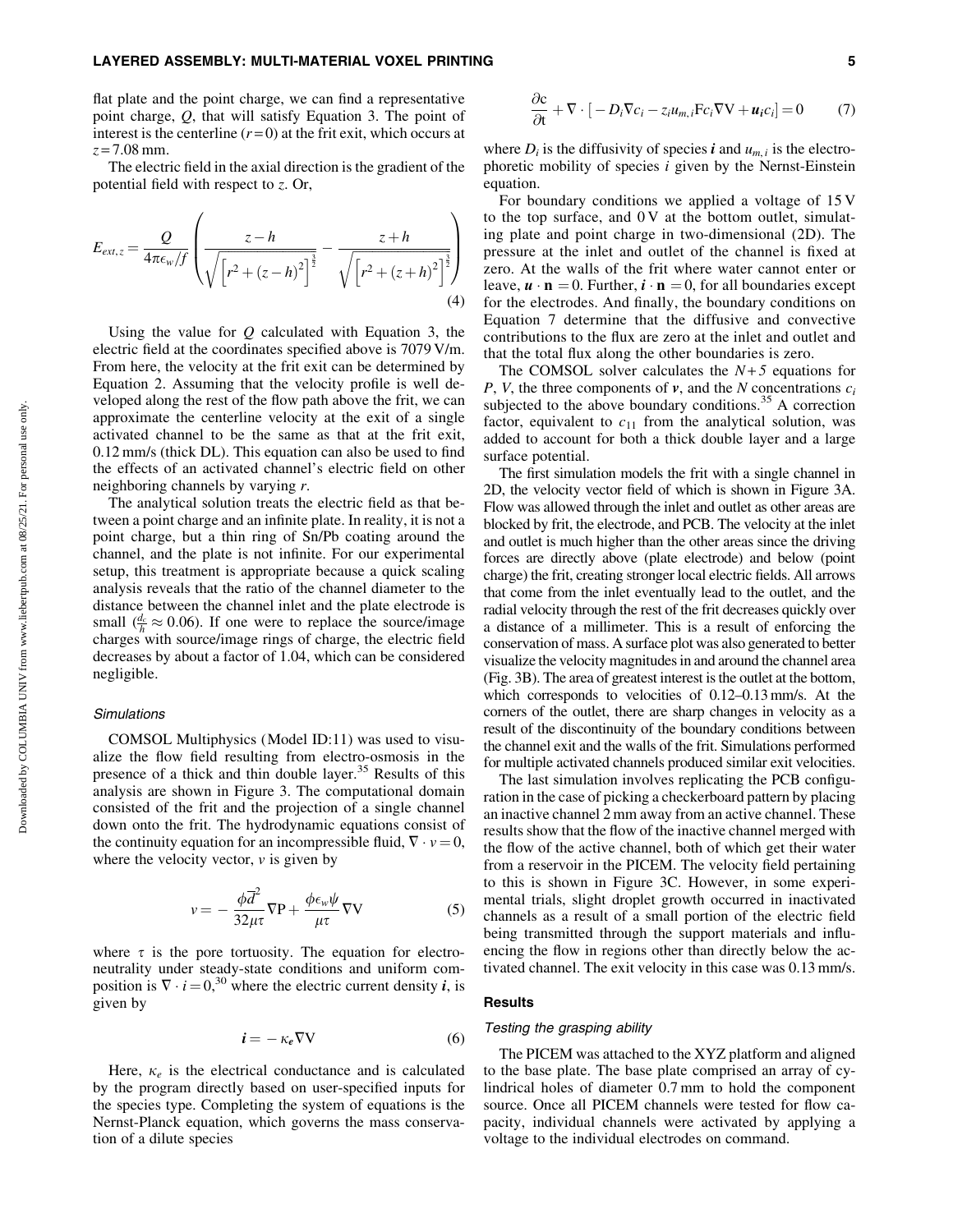flat plate and the point charge, we can find a representative point charge, $Q$, that will satisfy Equation 3. The point of interest is the centerline ($r = 0$) at the frit exit, which occurs at $z = 7.08$ mm.

The electric field in the axial direction is the gradient of the potential field with respect to $z$. Or,

$$E_{ext,z} = \frac{Q}{4\pi\epsilon_w/f}\left(\frac{z-h}{\sqrt{\left[r^2+(z-h)^2\right]^{\frac{3}{2}}}} - \frac{z+h}{\sqrt{\left[r^2+(z+h)^2\right]^{\frac{3}{2}}}}\right) \tag{4}$$

Using the value for $Q$ calculated with Equation 3, the electric field at the coordinates specified above is 7079 V/m. From here, the velocity at the frit exit can be determined by Equation 2. Assuming that the velocity profile is well developed along the rest of the flow path above the frit, we can approximate the centerline velocity at the exit of a single activated channel to be the same as that at the frit exit, 0.12 mm/s (thick DL). This equation can also be used to find the effects of an activated channel's electric field on other neighboring channels by varying $r$.

The analytical solution treats the electric field as that between a point charge and an infinite plate. In reality, it is not a point charge, but a thin ring of Sn/Pb coating around the channel, and the plate is not infinite. For our experimental setup, this treatment is appropriate because a quick scaling analysis reveals that the ratio of the channel diameter to the distance between the channel inlet and the plate electrode is small ($\frac{d_c}{h} \approx 0.06$). If one were to replace the source/image charges with source/image rings of charge, the electric field decreases by about a factor of 1.04, which can be considered negligible.

### Simulations

COMSOL Multiphysics (Model ID:11) was used to visualize the flow field resulting from electro-osmosis in the presence of a thick and thin double layer.[35] Results of this analysis are shown in Figure 3. The computational domain consisted of the frit and the projection of a single channel down onto the frit. The hydrodynamic equations consist of the continuity equation for an incompressible fluid, $\nabla \cdot v = 0$, where the velocity vector, $v$ is given by

$$v = -\frac{\phi \overline{d}^2}{32\mu\tau}\nabla P + \frac{\phi\epsilon_w\psi}{\mu\tau}\nabla V \tag{5}$$

where $\tau$ is the pore tortuosity. The equation for electroneutrality under steady-state conditions and uniform composition is $\nabla \cdot i = 0$,[30] where the electric current density $\boldsymbol{i}$, is given by

$$\boldsymbol{i} = -\kappa_e \nabla V \tag{6}$$

Here, $\kappa_e$ is the electrical conductance and is calculated by the program directly based on user-specified inputs for the species type. Completing the system of equations is the Nernst-Planck equation, which governs the mass conservation of a dilute species

$$\frac{\partial c}{\partial t} + \nabla \cdot \left[-D_i \nabla c_i - z_i u_{m,i} F c_i \nabla V + \boldsymbol{u}_i c_i\right] = 0 \tag{7}$$

where $D_i$ is the diffusivity of species $\boldsymbol{i}$ and $u_{m,i}$ is the electrophoretic mobility of species $i$ given by the Nernst-Einstein equation.

For boundary conditions we applied a voltage of 15 V to the top surface, and 0 V at the bottom outlet, simulating plate and point charge in two-dimensional (2D). The pressure at the inlet and outlet of the channel is fixed at zero. At the walls of the frit where water cannot enter or leave, $\boldsymbol{u} \cdot \mathbf{n} = 0$. Further, $\boldsymbol{i} \cdot \mathbf{n} = 0$, for all boundaries except for the electrodes. And finally, the boundary conditions on Equation 7 determine that the diffusive and convective contributions to the flux are zero at the inlet and outlet and that the total flux along the other boundaries is zero.

The COMSOL solver calculates the $N+5$ equations for $P$, $V$, the three components of $\boldsymbol{v}$, and the $N$ concentrations $c_i$ subjected to the above boundary conditions.[35] A correction factor, equivalent to $c_{11}$ from the analytical solution, was added to account for both a thick double layer and a large surface potential.

The first simulation models the frit with a single channel in 2D, the velocity vector field of which is shown in Figure 3A. Flow was allowed through the inlet and outlet as other areas are blocked by frit, the electrode, and PCB. The velocity at the inlet and outlet is much higher than the other areas since the driving forces are directly above (plate electrode) and below (point charge) the frit, creating stronger local electric fields. All arrows that come from the inlet eventually lead to the outlet, and the radial velocity through the rest of the frit decreases quickly over a distance of a millimeter. This is a result of enforcing the conservation of mass. A surface plot was also generated to better visualize the velocity magnitudes in and around the channel area (Fig. 3B). The area of greatest interest is the outlet at the bottom, which corresponds to velocities of 0.12–0.13 mm/s. At the corners of the outlet, there are sharp changes in velocity as a result of the discontinuity of the boundary conditions between the channel exit and the walls of the frit. Simulations performed for multiple activated channels produced similar exit velocities.

The last simulation involves replicating the PCB configuration in the case of picking a checkerboard pattern by placing an inactive channel 2 mm away from an active channel. These results show that the flow of the inactive channel merged with the flow of the active channel, both of which get their water from a reservoir in the PICEM. The velocity field pertaining to this is shown in Figure 3C. However, in some experimental trials, slight droplet growth occurred in inactivated channels as a result of a small portion of the electric field being transmitted through the support materials and influencing the flow in regions other than directly below the activated channel. The exit velocity in this case was 0.13 mm/s.

## Results

### Testing the grasping ability

The PICEM was attached to the XYZ platform and aligned to the base plate. The base plate comprised an array of cylindrical holes of diameter 0.7 mm to hold the component source. Once all PICEM channels were tested for flow capacity, individual channels were activated by applying a voltage to the individual electrodes on command.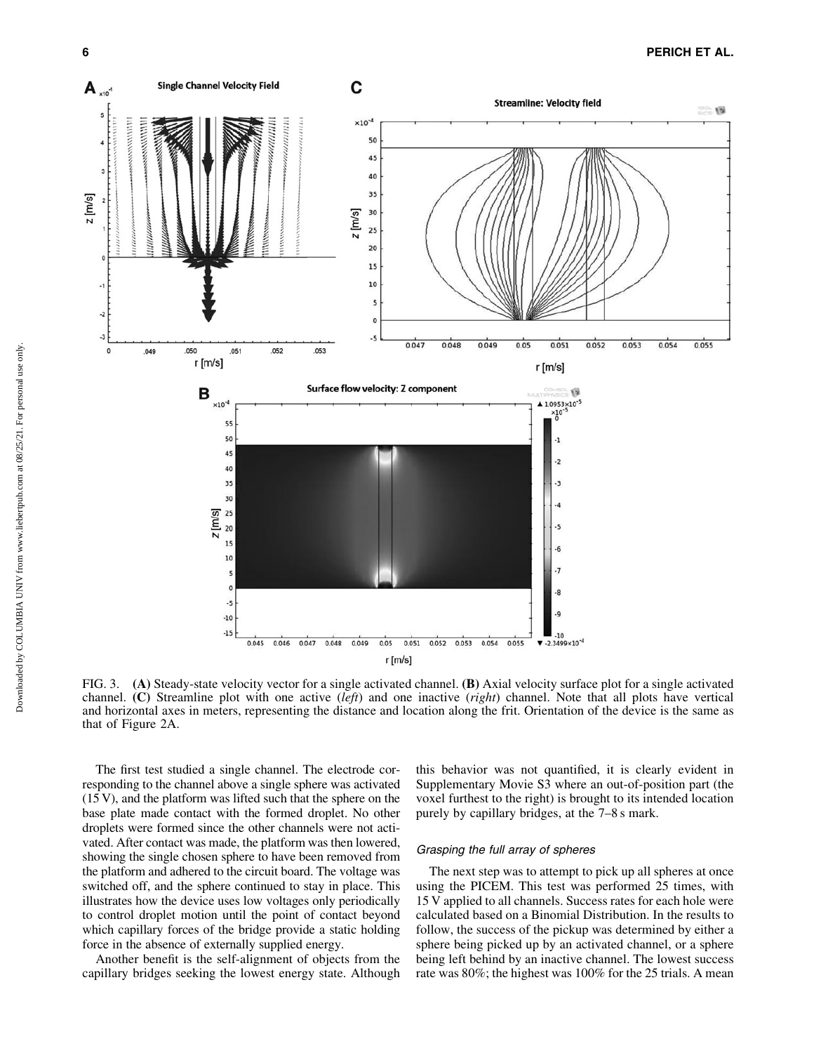FIG. 3. **(A)** Steady-state velocity vector for a single activated channel. **(B)** Axial velocity surface plot for a single activated channel. **(C)** Streamline plot with one active (*left*) and one inactive (*right*) channel. Note that all plots have vertical and horizontal axes in meters, representing the distance and location along the frit. Orientation of the device is the same as that of Figure 2A.

The first test studied a single channel. The electrode corresponding to the channel above a single sphere was activated (15 V), and the platform was lifted such that the sphere on the base plate made contact with the formed droplet. No other droplets were formed since the other channels were not activated. After contact was made, the platform was then lowered, showing the single chosen sphere to have been removed from the platform and adhered to the circuit board. The voltage was switched off, and the sphere continued to stay in place. This illustrates how the device uses low voltages only periodically to control droplet motion until the point of contact beyond which capillary forces of the bridge provide a static holding force in the absence of externally supplied energy.

Another benefit is the self-alignment of objects from the capillary bridges seeking the lowest energy state. Although this behavior was not quantified, it is clearly evident in Supplementary Movie S3 where an out-of-position part (the voxel furthest to the right) is brought to its intended location purely by capillary bridges, at the 7–8 s mark.

#### Grasping the full array of spheres

The next step was to attempt to pick up all spheres at once using the PICEM. This test was performed 25 times, with 15 V applied to all channels. Success rates for each hole were calculated based on a Binomial Distribution. In the results to follow, the success of the pickup was determined by either a sphere being picked up by an activated channel, or a sphere being left behind by an inactive channel. The lowest success rate was 80%; the highest was 100% for the 25 trials. A mean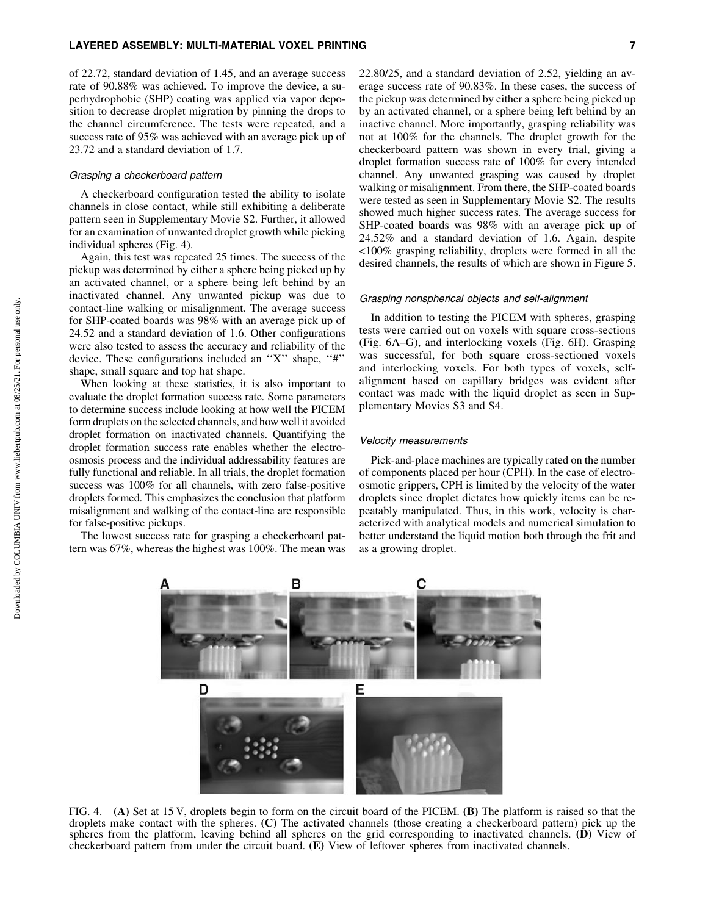of 22.72, standard deviation of 1.45, and an average success rate of 90.88% was achieved. To improve the device, a superhydrophobic (SHP) coating was applied via vapor deposition to decrease droplet migration by pinning the drops to the channel circumference. The tests were repeated, and a success rate of 95% was achieved with an average pick up of 23.72 and a standard deviation of 1.7.

### *Grasping a checkerboard pattern*

A checkerboard configuration tested the ability to isolate channels in close contact, while still exhibiting a deliberate pattern seen in Supplementary Movie S2. Further, it allowed for an examination of unwanted droplet growth while picking individual spheres (Fig. 4).

Again, this test was repeated 25 times. The success of the pickup was determined by either a sphere being picked up by an activated channel, or a sphere being left behind by an inactivated channel. Any unwanted pickup was due to contact-line walking or misalignment. The average success for SHP-coated boards was 98% with an average pick up of 24.52 and a standard deviation of 1.6. Other configurations were also tested to assess the accuracy and reliability of the device. These configurations included an ''X'' shape, ''#'' shape, small square and top hat shape.

When looking at these statistics, it is also important to evaluate the droplet formation success rate. Some parameters to determine success include looking at how well the PICEM form droplets on the selected channels, and how well it avoided droplet formation on inactivated channels. Quantifying the droplet formation success rate enables whether the electroosmosis process and the individual addressability features are fully functional and reliable. In all trials, the droplet formation success was 100% for all channels, with zero false-positive droplets formed. This emphasizes the conclusion that platform misalignment and walking of the contact-line are responsible for false-positive pickups.

The lowest success rate for grasping a checkerboard pattern was 67%, whereas the highest was 100%. The mean was 22.80/25, and a standard deviation of 2.52, yielding an average success rate of 90.83%. In these cases, the success of the pickup was determined by either a sphere being picked up by an activated channel, or a sphere being left behind by an inactive channel. More importantly, grasping reliability was not at 100% for the channels. The droplet growth for the checkerboard pattern was shown in every trial, giving a droplet formation success rate of 100% for every intended channel. Any unwanted grasping was caused by droplet walking or misalignment. From there, the SHP-coated boards were tested as seen in Supplementary Movie S2. The results showed much higher success rates. The average success for SHP-coated boards was 98% with an average pick up of 24.52% and a standard deviation of 1.6. Again, despite <100% grasping reliability, droplets were formed in all the desired channels, the results of which are shown in Figure 5.

### *Grasping nonspherical objects and self-alignment*

In addition to testing the PICEM with spheres, grasping tests were carried out on voxels with square cross-sections (Fig. 6A–G), and interlocking voxels (Fig. 6H). Grasping was successful, for both square cross-sectioned voxels and interlocking voxels. For both types of voxels, self-alignment based on capillary bridges was evident after contact was made with the liquid droplet as seen in Supplementary Movies S3 and S4.

### *Velocity measurements*

Pick-and-place machines are typically rated on the number of components placed per hour (CPH). In the case of electroosmotic grippers, CPH is limited by the velocity of the water droplets since droplet dictates how quickly items can be repeatably manipulated. Thus, in this work, velocity is characterized with analytical models and numerical simulation to better understand the liquid motion both through the frit and as a growing droplet.

FIG. 4. **(A)** Set at 15 V, droplets begin to form on the circuit board of the PICEM. **(B)** The platform is raised so that the droplets make contact with the spheres. **(C)** The activated channels (those creating a checkerboard pattern) pick up the spheres from the platform, leaving behind all spheres on the grid corresponding to inactivated channels. **(D)** View of checkerboard pattern from under the circuit board. **(E)** View of leftover spheres from inactivated channels.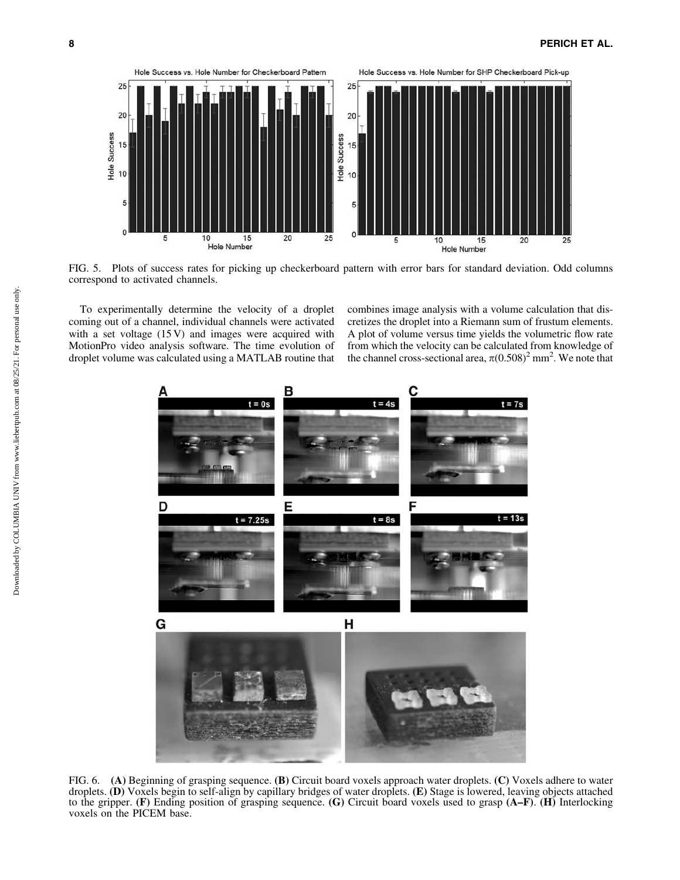FIG. 5. Plots of success rates for picking up checkerboard pattern with error bars for standard deviation. Odd columns correspond to activated channels.

To experimentally determine the velocity of a droplet coming out of a channel, individual channels were activated with a set voltage (15 V) and images were acquired with MotionPro video analysis software. The time evolution of droplet volume was calculated using a MATLAB routine that combines image analysis with a volume calculation that discretizes the droplet into a Riemann sum of frustum elements. A plot of volume versus time yields the volumetric flow rate from which the velocity can be calculated from knowledge of the channel cross-sectional area, $\pi(0.508)^2$ mm$^2$. We note that

FIG. 6. **(A)** Beginning of grasping sequence. **(B)** Circuit board voxels approach water droplets. **(C)** Voxels adhere to water droplets. **(D)** Voxels begin to self-align by capillary bridges of water droplets. **(E)** Stage is lowered, leaving objects attached to the gripper. **(F)** Ending position of grasping sequence. **(G)** Circuit board voxels used to grasp **(A–F)**. **(H)** Interlocking voxels on the PICEM base.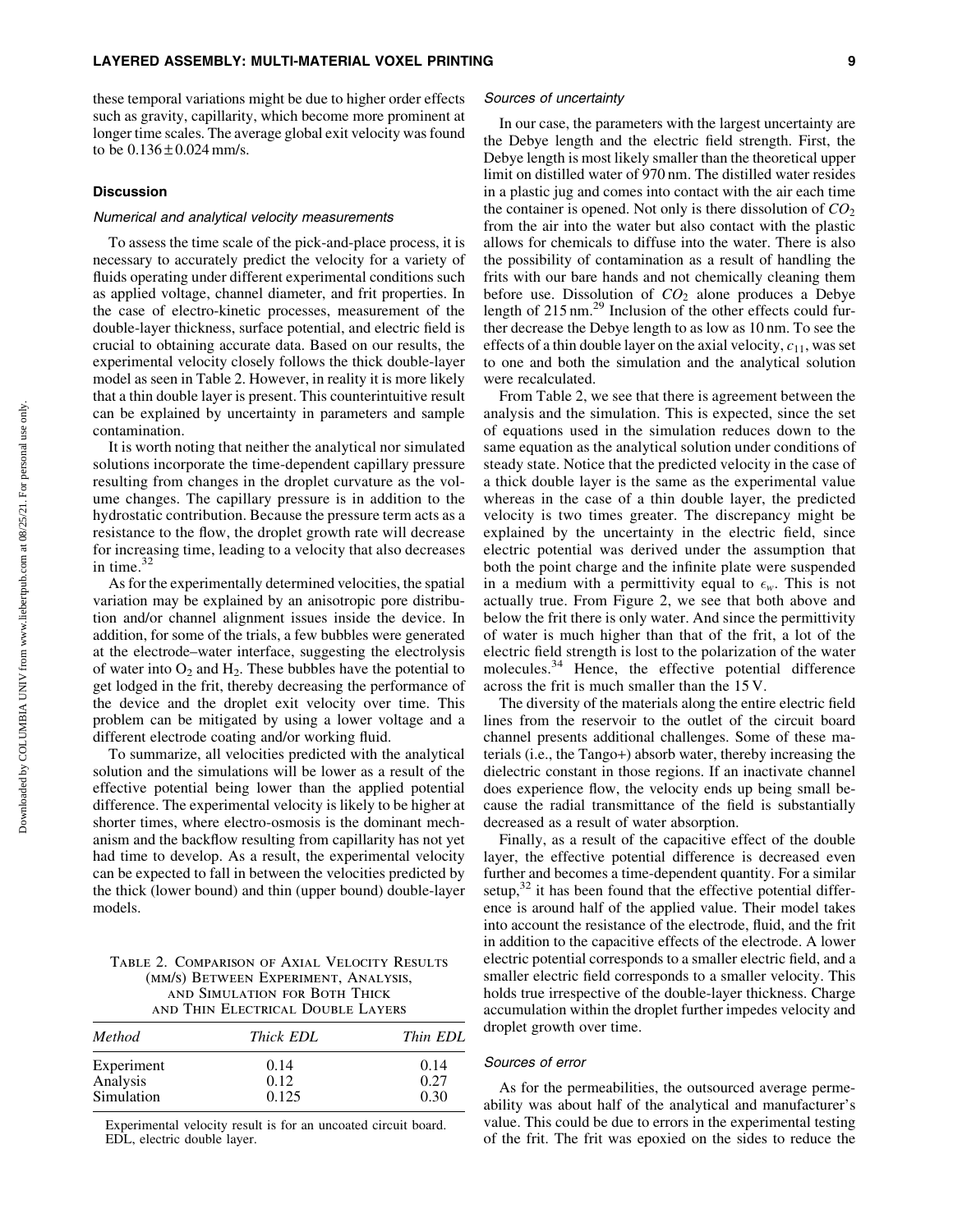these temporal variations might be due to higher order effects such as gravity, capillarity, which become more prominent at longer time scales. The average global exit velocity was found to be $0.136 \pm 0.024$ mm/s.

### Discussion

#### *Numerical and analytical velocity measurements*

To assess the time scale of the pick-and-place process, it is necessary to accurately predict the velocity for a variety of fluids operating under different experimental conditions such as applied voltage, channel diameter, and frit properties. In the case of electro-kinetic processes, measurement of the double-layer thickness, surface potential, and electric field is crucial to obtaining accurate data. Based on our results, the experimental velocity closely follows the thick double-layer model as seen in Table 2. However, in reality it is more likely that a thin double layer is present. This counterintuitive result can be explained by uncertainty in parameters and sample contamination.

It is worth noting that neither the analytical nor simulated solutions incorporate the time-dependent capillary pressure resulting from changes in the droplet curvature as the volume changes. The capillary pressure is in addition to the hydrostatic contribution. Because the pressure term acts as a resistance to the flow, the droplet growth rate will decrease for increasing time, leading to a velocity that also decreases in time.[32]

As for the experimentally determined velocities, the spatial variation may be explained by an anisotropic pore distribution and/or channel alignment issues inside the device. In addition, for some of the trials, a few bubbles were generated at the electrode–water interface, suggesting the electrolysis of water into $O_2$ and $H_2$. These bubbles have the potential to get lodged in the frit, thereby decreasing the performance of the device and the droplet exit velocity over time. This problem can be mitigated by using a lower voltage and a different electrode coating and/or working fluid.

To summarize, all velocities predicted with the analytical solution and the simulations will be lower as a result of the effective potential being lower than the applied potential difference. The experimental velocity is likely to be higher at shorter times, where electro-osmosis is the dominant mechanism and the backflow resulting from capillarity has not yet had time to develop. As a result, the experimental velocity can be expected to fall in between the velocities predicted by the thick (lower bound) and thin (upper bound) double-layer models.

Table 2. Comparison of Axial Velocity Results (mm/s) Between Experiment, Analysis, and Simulation for Both Thick and Thin Electrical Double Layers

| *Method* | *Thick EDL* | *Thin EDL* |
|---|---|---|
| Experiment | 0.14 | 0.14 |
| Analysis | 0.12 | 0.27 |
| Simulation | 0.125 | 0.30 |

Experimental velocity result is for an uncoated circuit board.
EDL, electric double layer.

#### *Sources of uncertainty*

In our case, the parameters with the largest uncertainty are the Debye length and the electric field strength. First, the Debye length is most likely smaller than the theoretical upper limit on distilled water of 970 nm. The distilled water resides in a plastic jug and comes into contact with the air each time the container is opened. Not only is there dissolution of $CO_2$ from the air into the water but also contact with the plastic allows for chemicals to diffuse into the water. There is also the possibility of contamination as a result of handling the frits with our bare hands and not chemically cleaning them before use. Dissolution of $CO_2$ alone produces a Debye length of 215 nm.[29] Inclusion of the other effects could further decrease the Debye length to as low as 10 nm. To see the effects of a thin double layer on the axial velocity, $c_{11}$, was set to one and both the simulation and the analytical solution were recalculated.

From Table 2, we see that there is agreement between the analysis and the simulation. This is expected, since the set of equations used in the simulation reduces down to the same equation as the analytical solution under conditions of steady state. Notice that the predicted velocity in the case of a thick double layer is the same as the experimental value whereas in the case of a thin double layer, the predicted velocity is two times greater. The discrepancy might be explained by the uncertainty in the electric field, since electric potential was derived under the assumption that both the point charge and the infinite plate were suspended in a medium with a permittivity equal to $\epsilon_w$. This is not actually true. From Figure 2, we see that both above and below the frit there is only water. And since the permittivity of water is much higher than that of the frit, a lot of the electric field strength is lost to the polarization of the water molecules.[34] Hence, the effective potential difference across the frit is much smaller than the 15 V.

The diversity of the materials along the entire electric field lines from the reservoir to the outlet of the circuit board channel presents additional challenges. Some of these materials (i.e., the Tango+) absorb water, thereby increasing the dielectric constant in those regions. If an inactivate channel does experience flow, the velocity ends up being small because the radial transmittance of the field is substantially decreased as a result of water absorption.

Finally, as a result of the capacitive effect of the double layer, the effective potential difference is decreased even further and becomes a time-dependent quantity. For a similar setup,[32] it has been found that the effective potential difference is around half of the applied value. Their model takes into account the resistance of the electrode, fluid, and the frit in addition to the capacitive effects of the electrode. A lower electric potential corresponds to a smaller electric field, and a smaller electric field corresponds to a smaller velocity. This holds true irrespective of the double-layer thickness. Charge accumulation within the droplet further impedes velocity and droplet growth over time.

#### *Sources of error*

As for the permeabilities, the outsourced average permeability was about half of the analytical and manufacturer's value. This could be due to errors in the experimental testing of the frit. The frit was epoxied on the sides to reduce the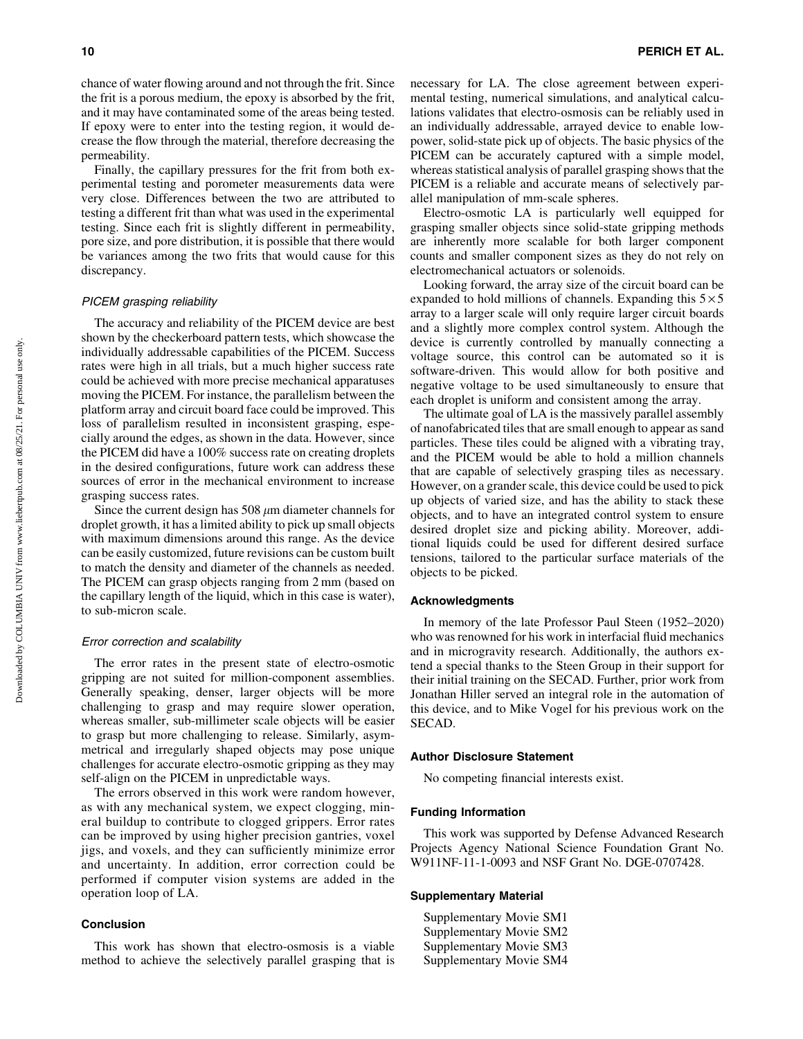chance of water flowing around and not through the frit. Since the frit is a porous medium, the epoxy is absorbed by the frit, and it may have contaminated some of the areas being tested. If epoxy were to enter into the testing region, it would decrease the flow through the material, therefore decreasing the permeability.

Finally, the capillary pressures for the frit from both experimental testing and porometer measurements data were very close. Differences between the two are attributed to testing a different frit than what was used in the experimental testing. Since each frit is slightly different in permeability, pore size, and pore distribution, it is possible that there would be variances among the two frits that would cause for this discrepancy.

### *PICEM grasping reliability*

The accuracy and reliability of the PICEM device are best shown by the checkerboard pattern tests, which showcase the individually addressable capabilities of the PICEM. Success rates were high in all trials, but a much higher success rate could be achieved with more precise mechanical apparatuses moving the PICEM. For instance, the parallelism between the platform array and circuit board face could be improved. This loss of parallelism resulted in inconsistent grasping, especially around the edges, as shown in the data. However, since the PICEM did have a 100% success rate on creating droplets in the desired configurations, future work can address these sources of error in the mechanical environment to increase grasping success rates.

Since the current design has 508 $\mu$m diameter channels for droplet growth, it has a limited ability to pick up small objects with maximum dimensions around this range. As the device can be easily customized, future revisions can be custom built to match the density and diameter of the channels as needed. The PICEM can grasp objects ranging from 2 mm (based on the capillary length of the liquid, which in this case is water), to sub-micron scale.

### *Error correction and scalability*

The error rates in the present state of electro-osmotic gripping are not suited for million-component assemblies. Generally speaking, denser, larger objects will be more challenging to grasp and may require slower operation, whereas smaller, sub-millimeter scale objects will be easier to grasp but more challenging to release. Similarly, asymmetrical and irregularly shaped objects may pose unique challenges for accurate electro-osmotic gripping as they may self-align on the PICEM in unpredictable ways.

The errors observed in this work were random however, as with any mechanical system, we expect clogging, mineral buildup to contribute to clogged grippers. Error rates can be improved by using higher precision gantries, voxel jigs, and voxels, and they can sufficiently minimize error and uncertainty. In addition, error correction could be performed if computer vision systems are added in the operation loop of LA.

## Conclusion

This work has shown that electro-osmosis is a viable method to achieve the selectively parallel grasping that is necessary for LA. The close agreement between experimental testing, numerical simulations, and analytical calculations validates that electro-osmosis can be reliably used in an individually addressable, arrayed device to enable low-power, solid-state pick up of objects. The basic physics of the PICEM can be accurately captured with a simple model, whereas statistical analysis of parallel grasping shows that the PICEM is a reliable and accurate means of selectively parallel manipulation of mm-scale spheres.

Electro-osmotic LA is particularly well equipped for grasping smaller objects since solid-state gripping methods are inherently more scalable for both larger component counts and smaller component sizes as they do not rely on electromechanical actuators or solenoids.

Looking forward, the array size of the circuit board can be expanded to hold millions of channels. Expanding this $5\times5$ array to a larger scale will only require larger circuit boards and a slightly more complex control system. Although the device is currently controlled by manually connecting a voltage source, this control can be automated so it is software-driven. This would allow for both positive and negative voltage to be used simultaneously to ensure that each droplet is uniform and consistent among the array.

The ultimate goal of LA is the massively parallel assembly of nanofabricated tiles that are small enough to appear as sand particles. These tiles could be aligned with a vibrating tray, and the PICEM would be able to hold a million channels that are capable of selectively grasping tiles as necessary. However, on a grander scale, this device could be used to pick up objects of varied size, and has the ability to stack these objects, and to have an integrated control system to ensure desired droplet size and picking ability. Moreover, additional liquids could be used for different desired surface tensions, tailored to the particular surface materials of the objects to be picked.

## Acknowledgments

In memory of the late Professor Paul Steen (1952–2020) who was renowned for his work in interfacial fluid mechanics and in microgravity research. Additionally, the authors extend a special thanks to the Steen Group in their support for their initial training on the SECAD. Further, prior work from Jonathan Hiller served an integral role in the automation of this device, and to Mike Vogel for his previous work on the SECAD.

## Author Disclosure Statement

No competing financial interests exist.

## Funding Information

This work was supported by Defense Advanced Research Projects Agency National Science Foundation Grant No. W911NF-11-1-0093 and NSF Grant No. DGE-0707428.

## Supplementary Material

Supplementary Movie SM1
Supplementary Movie SM2
Supplementary Movie SM3
Supplementary Movie SM4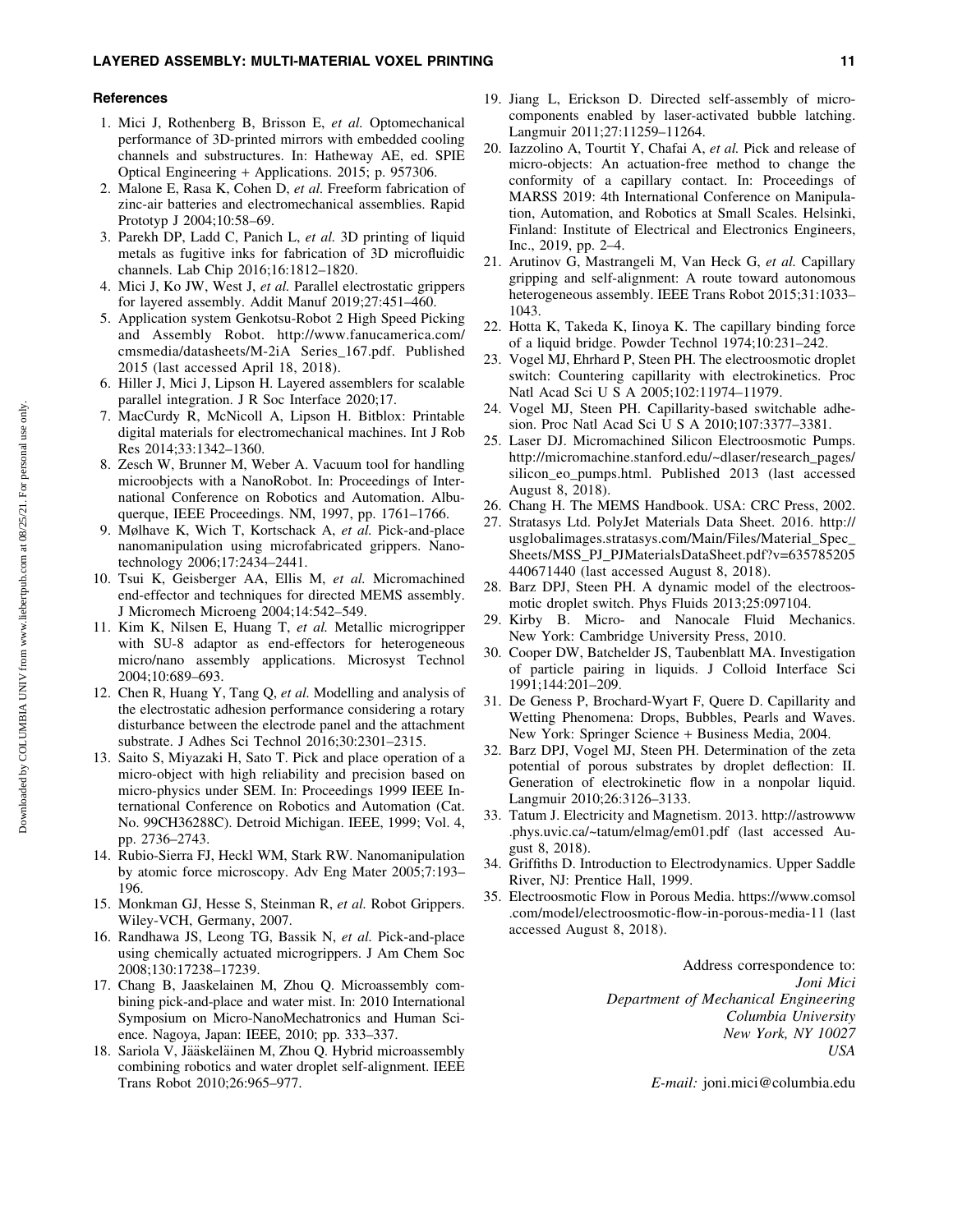## References

1. Mici J, Rothenberg B, Brisson E, *et al.* Optomechanical performance of 3D-printed mirrors with embedded cooling channels and substructures. In: Hatheway AE, ed. SPIE Optical Engineering + Applications. 2015; p. 957306.
2. Malone E, Rasa K, Cohen D, *et al.* Freeform fabrication of zinc-air batteries and electromechanical assemblies. Rapid Prototyp J 2004;10:58–69.
3. Parekh DP, Ladd C, Panich L, *et al.* 3D printing of liquid metals as fugitive inks for fabrication of 3D microfluidic channels. Lab Chip 2016;16:1812–1820.
4. Mici J, Ko JW, West J, *et al.* Parallel electrostatic grippers for layered assembly. Addit Manuf 2019;27:451–460.
5. Application system Genkotsu-Robot 2 High Speed Picking and Assembly Robot. http://www.fanucamerica.com/cmsmedia/datasheets/M-2iA Series_167.pdf. Published 2015 (last accessed April 18, 2018).
6. Hiller J, Mici J, Lipson H. Layered assemblers for scalable parallel integration. J R Soc Interface 2020;17.
7. MacCurdy R, McNicoll A, Lipson H. Bitblox: Printable digital materials for electromechanical machines. Int J Rob Res 2014;33:1342–1360.
8. Zesch W, Brunner M, Weber A. Vacuum tool for handling microobjects with a NanoRobot. In: Proceedings of International Conference on Robotics and Automation. Albuquerque, IEEE Proceedings. NM, 1997, pp. 1761–1766.
9. Mølhave K, Wich T, Kortschack A, *et al.* Pick-and-place nanomanipulation using microfabricated grippers. Nanotechnology 2006;17:2434–2441.
10. Tsui K, Geisberger AA, Ellis M, *et al.* Micromachined end-effector and techniques for directed MEMS assembly. J Micromech Microeng 2004;14:542–549.
11. Kim K, Nilsen E, Huang T, *et al.* Metallic microgripper with SU-8 adaptor as end-effectors for heterogeneous micro/nano assembly applications. Microsyst Technol 2004;10:689–693.
12. Chen R, Huang Y, Tang Q, *et al.* Modelling and analysis of the electrostatic adhesion performance considering a rotary disturbance between the electrode panel and the attachment substrate. J Adhes Sci Technol 2016;30:2301–2315.
13. Saito S, Miyazaki H, Sato T. Pick and place operation of a micro-object with high reliability and precision based on micro-physics under SEM. In: Proceedings 1999 IEEE International Conference on Robotics and Automation (Cat. No. 99CH36288C). Detroid Michigan. IEEE, 1999; Vol. 4, pp. 2736–2743.
14. Rubio-Sierra FJ, Heckl WM, Stark RW. Nanomanipulation by atomic force microscopy. Adv Eng Mater 2005;7:193–196.
15. Monkman GJ, Hesse S, Steinman R, *et al.* Robot Grippers. Wiley-VCH, Germany, 2007.
16. Randhawa JS, Leong TG, Bassik N, *et al.* Pick-and-place using chemically actuated microgrippers. J Am Chem Soc 2008;130:17238–17239.
17. Chang B, Jaaskelainen M, Zhou Q. Microassembly combining pick-and-place and water mist. In: 2010 International Symposium on Micro-NanoMechatronics and Human Science. Nagoya, Japan: IEEE, 2010; pp. 333–337.
18. Sariola V, Jääskeläinen M, Zhou Q. Hybrid microassembly combining robotics and water droplet self-alignment. IEEE Trans Robot 2010;26:965–977.
19. Jiang L, Erickson D. Directed self-assembly of microcomponents enabled by laser-activated bubble latching. Langmuir 2011;27:11259–11264.
20. Iazzolino A, Tourtit Y, Chafai A, *et al.* Pick and release of micro-objects: An actuation-free method to change the conformity of a capillary contact. In: Proceedings of MARSS 2019: 4th International Conference on Manipulation, Automation, and Robotics at Small Scales. Helsinki, Finland: Institute of Electrical and Electronics Engineers, Inc., 2019, pp. 2–4.
21. Arutinov G, Mastrangeli M, Van Heck G, *et al.* Capillary gripping and self-alignment: A route toward autonomous heterogeneous assembly. IEEE Trans Robot 2015;31:1033–1043.
22. Hotta K, Takeda K, Iinoya K. The capillary binding force of a liquid bridge. Powder Technol 1974;10:231–242.
23. Vogel MJ, Ehrhard P, Steen PH. The electroosmotic droplet switch: Countering capillarity with electrokinetics. Proc Natl Acad Sci U S A 2005;102:11974–11979.
24. Vogel MJ, Steen PH. Capillarity-based switchable adhesion. Proc Natl Acad Sci U S A 2010;107:3377–3381.
25. Laser DJ. Micromachined Silicon Electroosmotic Pumps. http://micromachine.stanford.edu/~dlaser/research_pages/silicon_eo_pumps.html. Published 2013 (last accessed August 8, 2018).
26. Chang H. The MEMS Handbook. USA: CRC Press, 2002.
27. Stratasys Ltd. PolyJet Materials Data Sheet. 2016. http://usglobalimages.stratasys.com/Main/Files/Material_Spec_Sheets/MSS_PJ_PJMaterialsDataSheet.pdf?v=635785205440671440 (last accessed August 8, 2018).
28. Barz DPJ, Steen PH. A dynamic model of the electroosmotic droplet switch. Phys Fluids 2013;25:097104.
29. Kirby B. Micro- and Nanocale Fluid Mechanics. New York: Cambridge University Press, 2010.
30. Cooper DW, Batchelder JS, Taubenblatt MA. Investigation of particle pairing in liquids. J Colloid Interface Sci 1991;144:201–209.
31. De Geness P, Brochard-Wyart F, Quere D. Capillarity and Wetting Phenomena: Drops, Bubbles, Pearls and Waves. New York: Springer Science + Business Media, 2004.
32. Barz DPJ, Vogel MJ, Steen PH. Determination of the zeta potential of porous substrates by droplet deflection: II. Generation of electrokinetic flow in a nonpolar liquid. Langmuir 2010;26:3126–3133.
33. Tatum J. Electricity and Magnetism. 2013. http://astrowww.phys.uvic.ca/~tatum/elmag/em01.pdf (last accessed August 8, 2018).
34. Griffiths D. Introduction to Electrodynamics. Upper Saddle River, NJ: Prentice Hall, 1999.
35. Electroosmotic Flow in Porous Media. https://www.comsol.com/model/electroosmotic-flow-in-porous-media-11 (last accessed August 8, 2018).

Address correspondence to:
*Joni Mici*
*Department of Mechanical Engineering*
*Columbia University*
*New York, NY 10027*
*USA*

*E-mail:* joni.mici@columbia.edu